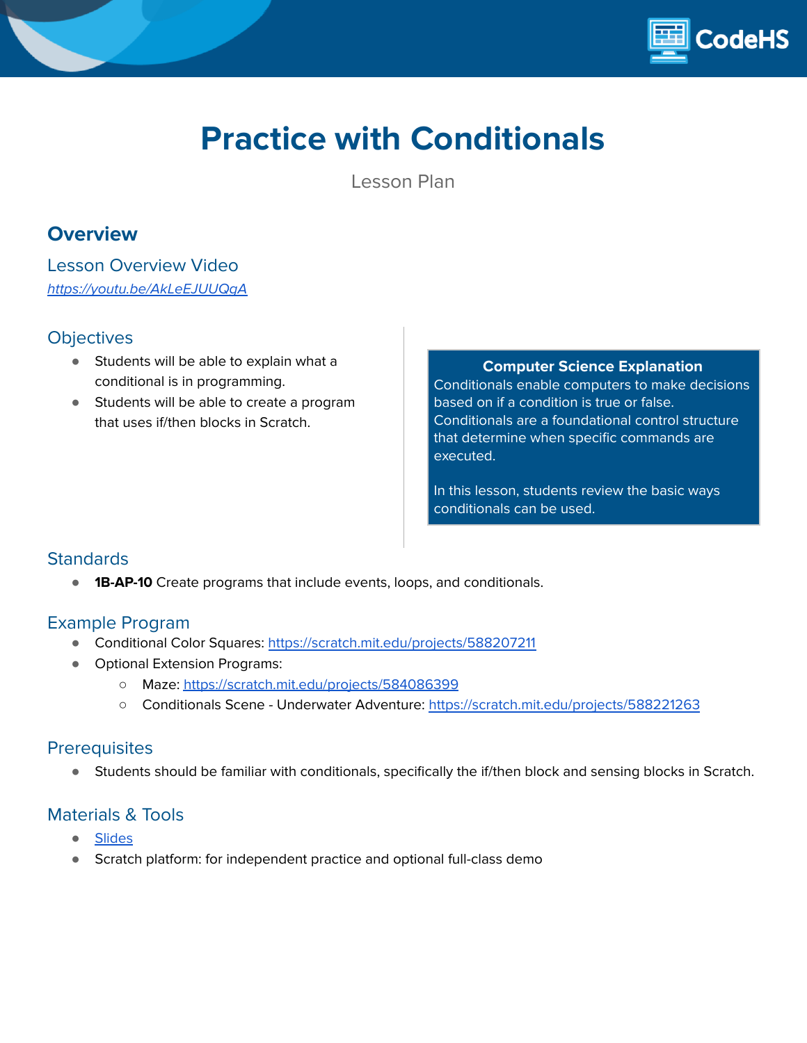# Practice with Conditionals

Lesson Plan

## Overview

### Lesson Overview Video

*https://youtu.be/AkLeEJUUQgA*

### Objectives

- Students will be able to explain what a conditional is in programming.
- Students will be able to create a program that uses if/then blocks in Scratch.

**Computer Science Explanation**

Conditionals enable computers to make decisions based on if a condition is true or false. Conditionals are a foundational control structure that determine when specific commands are executed.

In this lesson, students review the basic ways conditionals can be used.

### Standards

- **1B-AP-10** Create programs that include events, loops, and conditionals.

### Example Program

- Conditional Color Squares: https://scratch.mit.edu/projects/588207211
- Optional Extension Programs:
  - Maze: https://scratch.mit.edu/projects/584086399
  - Conditionals Scene - Underwater Adventure: https://scratch.mit.edu/projects/588221263

### Prerequisites

- Students should be familiar with conditionals, specifically the if/then block and sensing blocks in Scratch.

### Materials & Tools

- Slides
- Scratch platform: for independent practice and optional full-class demo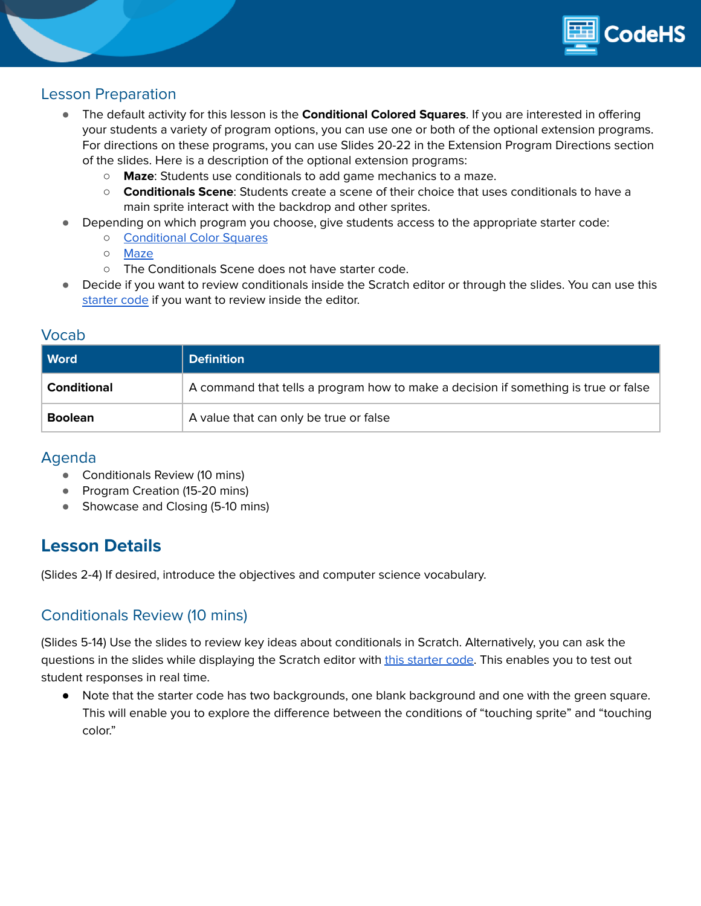## Lesson Preparation

- The default activity for this lesson is the **Conditional Colored Squares**. If you are interested in offering your students a variety of program options, you can use one or both of the optional extension programs. For directions on these programs, you can use Slides 20-22 in the Extension Program Directions section of the slides. Here is a description of the optional extension programs:
  - **Maze**: Students use conditionals to add game mechanics to a maze.
  - **Conditionals Scene**: Students create a scene of their choice that uses conditionals to have a main sprite interact with the backdrop and other sprites.
- Depending on which program you choose, give students access to the appropriate starter code:
  - Conditional Color Squares
  - Maze
  - The Conditionals Scene does not have starter code.
- Decide if you want to review conditionals inside the Scratch editor or through the slides. You can use this starter code if you want to review inside the editor.

## Vocab

| Word | Definition |
| --- | --- |
| **Conditional** | A command that tells a program how to make a decision if something is true or false |
| **Boolean** | A value that can only be true or false |

## Agenda

- Conditionals Review (10 mins)
- Program Creation (15-20 mins)
- Showcase and Closing (5-10 mins)

# Lesson Details

(Slides 2-4) If desired, introduce the objectives and computer science vocabulary.

## Conditionals Review (10 mins)

(Slides 5-14) Use the slides to review key ideas about conditionals in Scratch. Alternatively, you can ask the questions in the slides while displaying the Scratch editor with this starter code. This enables you to test out student responses in real time.

- Note that the starter code has two backgrounds, one blank background and one with the green square. This will enable you to explore the difference between the conditions of "touching sprite" and "touching color."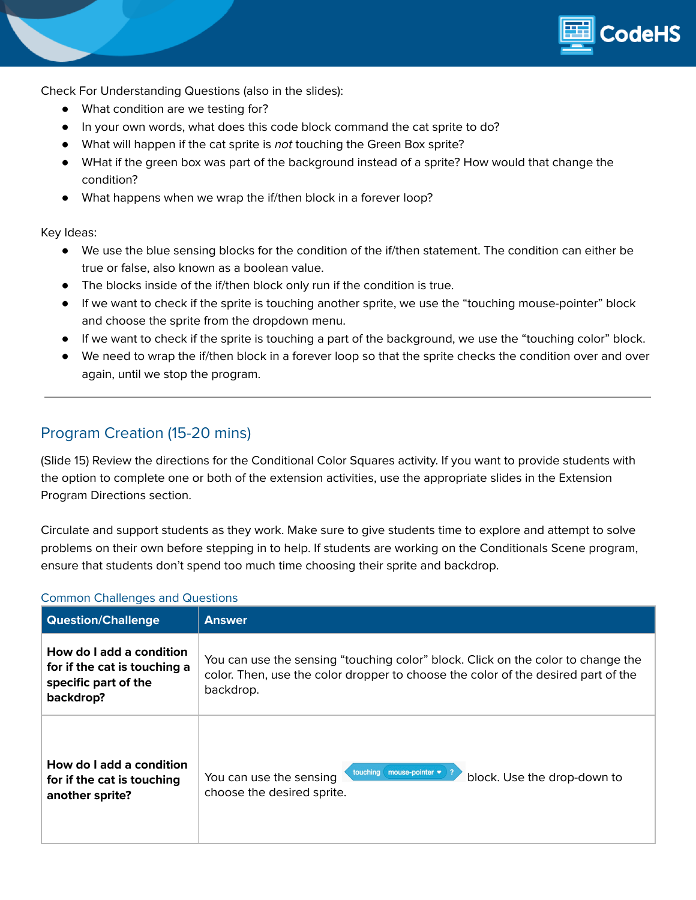Check For Understanding Questions (also in the slides):

- What condition are we testing for?
- In your own words, what does this code block command the cat sprite to do?
- What will happen if the cat sprite is *not* touching the Green Box sprite?
- WHat if the green box was part of the background instead of a sprite? How would that change the condition?
- What happens when we wrap the if/then block in a forever loop?

Key Ideas:

- We use the blue sensing blocks for the condition of the if/then statement. The condition can either be true or false, also known as a boolean value.
- The blocks inside of the if/then block only run if the condition is true.
- If we want to check if the sprite is touching another sprite, we use the "touching mouse-pointer" block and choose the sprite from the dropdown menu.
- If we want to check if the sprite is touching a part of the background, we use the "touching color" block.
- We need to wrap the if/then block in a forever loop so that the sprite checks the condition over and over again, until we stop the program.

---

## Program Creation (15-20 mins)

(Slide 15) Review the directions for the Conditional Color Squares activity. If you want to provide students with the option to complete one or both of the extension activities, use the appropriate slides in the Extension Program Directions section.

Circulate and support students as they work. Make sure to give students time to explore and attempt to solve problems on their own before stepping in to help. If students are working on the Conditionals Scene program, ensure that students don't spend too much time choosing their sprite and backdrop.

### Common Challenges and Questions

| Question/Challenge | Answer |
|---|---|
| **How do I add a condition for if the cat is touching a specific part of the backdrop?** | You can use the sensing "touching color" block. Click on the color to change the color. Then, use the color dropper to choose the color of the desired part of the backdrop. |
| **How do I add a condition for if the cat is touching another sprite?** | You can use the sensing `touching mouse-pointer ?` block. Use the drop-down to choose the desired sprite. |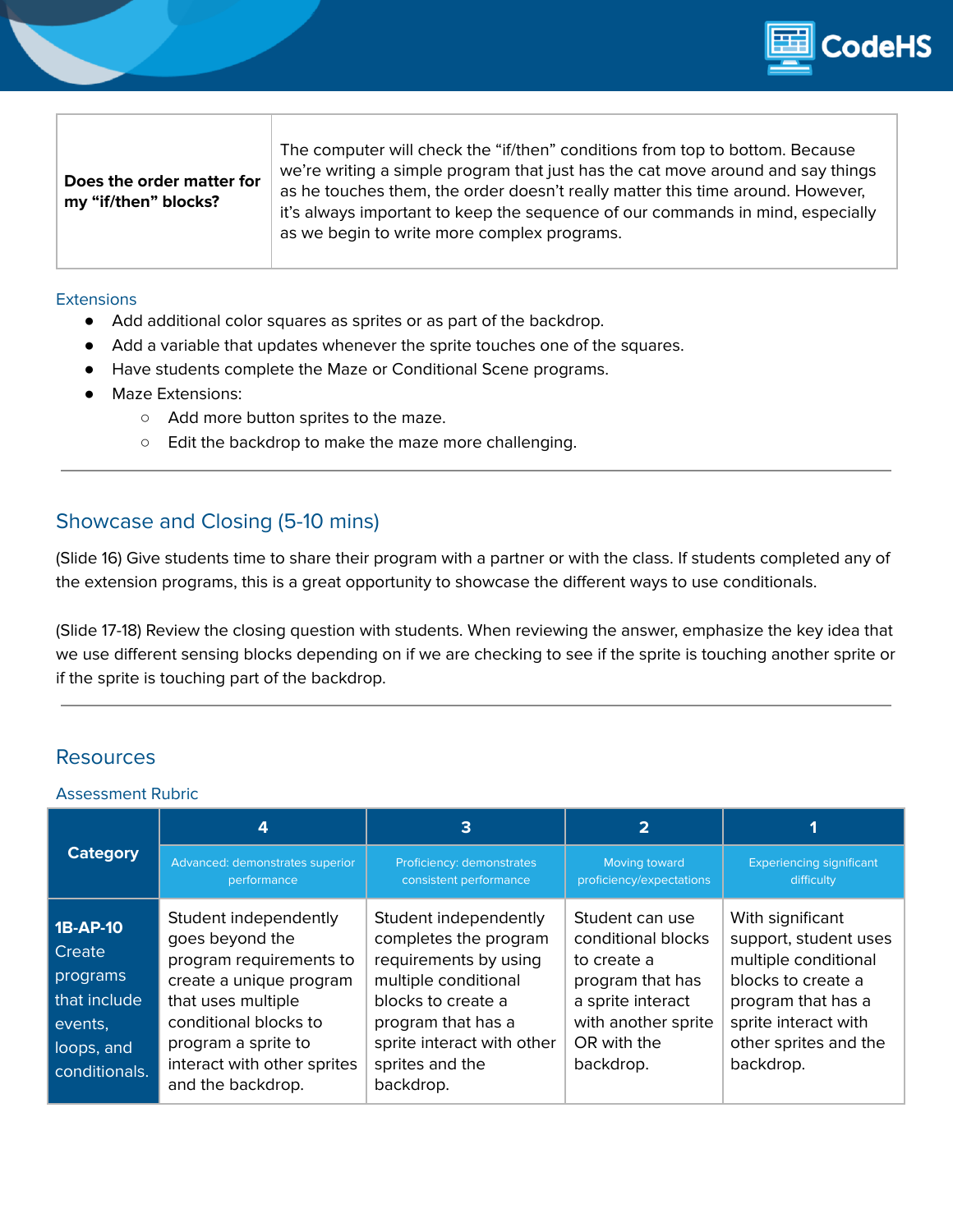| | |
|---|---|
| **Does the order matter for my "if/then" blocks?** | The computer will check the "if/then" conditions from top to bottom. Because we're writing a simple program that just has the cat move around and say things as he touches them, the order doesn't really matter this time around. However, it's always important to keep the sequence of our commands in mind, especially as we begin to write more complex programs. |

### Extensions

- Add additional color squares as sprites or as part of the backdrop.
- Add a variable that updates whenever the sprite touches one of the squares.
- Have students complete the Maze or Conditional Scene programs.
- Maze Extensions:
  - Add more button sprites to the maze.
  - Edit the backdrop to make the maze more challenging.

---

## Showcase and Closing (5-10 mins)

(Slide 16) Give students time to share their program with a partner or with the class. If students completed any of the extension programs, this is a great opportunity to showcase the different ways to use conditionals.

(Slide 17-18) Review the closing question with students. When reviewing the answer, emphasize the key idea that we use different sensing blocks depending on if we are checking to see if the sprite is touching another sprite or if the sprite is touching part of the backdrop.

---

## Resources

### Assessment Rubric

| Category | 4<br>Advanced: demonstrates superior performance | 3<br>Proficiency: demonstrates consistent performance | 2<br>Moving toward proficiency/expectations | 1<br>Experiencing significant difficulty |
|---|---|---|---|---|
| **1B-AP-10** Create programs that include events, loops, and conditionals. | Student independently goes beyond the program requirements to create a unique program that uses multiple conditional blocks to program a sprite to interact with other sprites and the backdrop. | Student independently completes the program requirements by using multiple conditional blocks to create a program that has a sprite interact with other sprites and the backdrop. | Student can use conditional blocks to create a program that has a sprite interact with another sprite OR with the backdrop. | With significant support, student uses multiple conditional blocks to create a program that has a sprite interact with other sprites and the backdrop. |